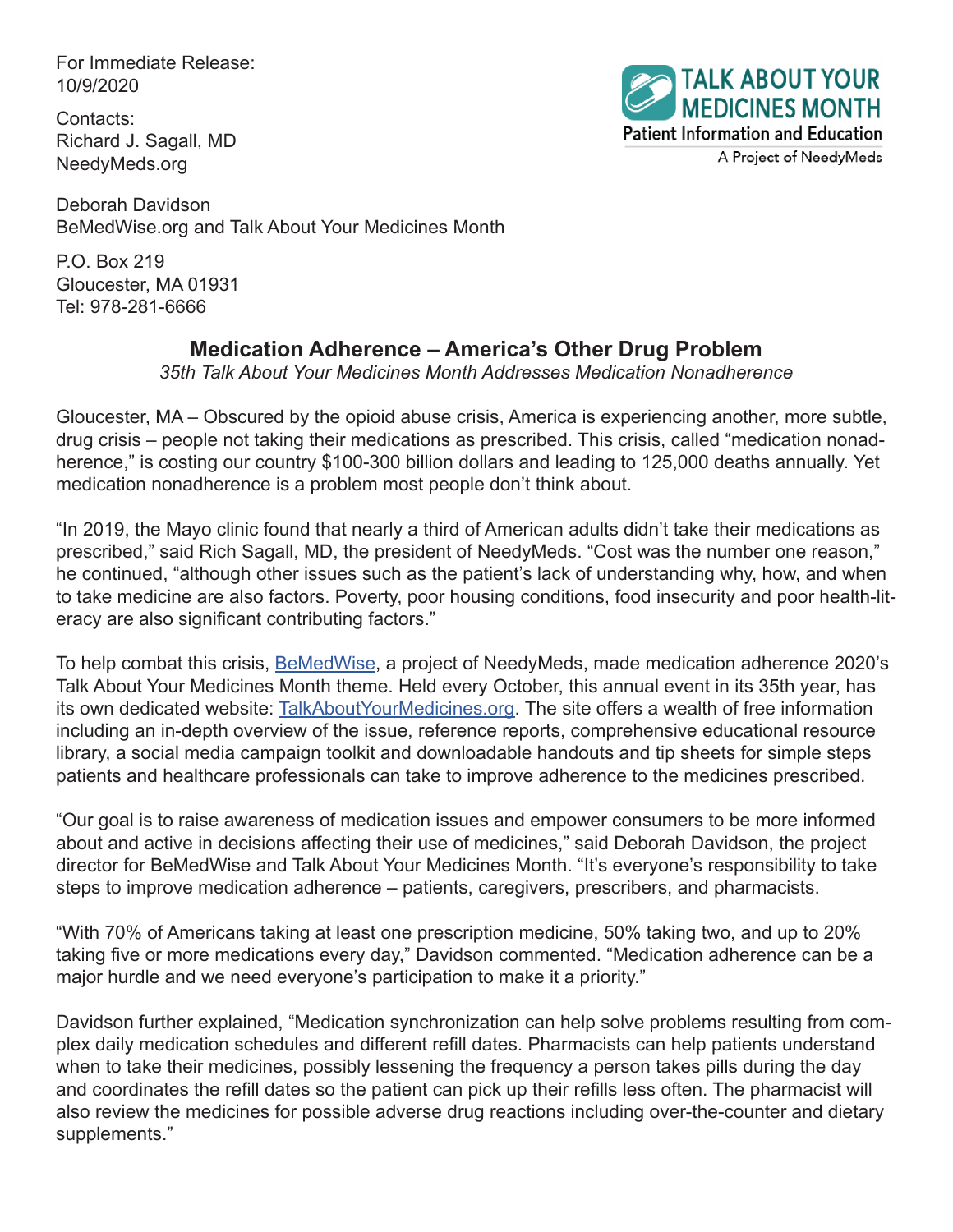For Immediate Release:
10/9/2020

Contacts:
Richard J. Sagall, MD
NeedyMeds.org

Deborah Davidson
BeMedWise.org and Talk About Your Medicines Month

P.O. Box 219
Gloucester, MA 01931
Tel: 978-281-6666

TALK ABOUT YOUR MEDICINES MONTH
Patient Information and Education
A Project of NeedyMeds

## Medication Adherence – America's Other Drug Problem

*35th Talk About Your Medicines Month Addresses Medication Nonadherence*

Gloucester, MA – Obscured by the opioid abuse crisis, America is experiencing another, more subtle, drug crisis – people not taking their medications as prescribed. This crisis, called "medication nonadherence," is costing our country $100-300 billion dollars and leading to 125,000 deaths annually. Yet medication nonadherence is a problem most people don't think about.

"In 2019, the Mayo clinic found that nearly a third of American adults didn't take their medications as prescribed," said Rich Sagall, MD, the president of NeedyMeds. "Cost was the number one reason," he continued, "although other issues such as the patient's lack of understanding why, how, and when to take medicine are also factors. Poverty, poor housing conditions, food insecurity and poor health-literacy are also significant contributing factors."

To help combat this crisis, [BeMedWise](), a project of NeedyMeds, made medication adherence 2020's Talk About Your Medicines Month theme. Held every October, this annual event in its 35th year, has its own dedicated website: [TalkAboutYourMedicines.org](). The site offers a wealth of free information including an in-depth overview of the issue, reference reports, comprehensive educational resource library, a social media campaign toolkit and downloadable handouts and tip sheets for simple steps patients and healthcare professionals can take to improve adherence to the medicines prescribed.

"Our goal is to raise awareness of medication issues and empower consumers to be more informed about and active in decisions affecting their use of medicines," said Deborah Davidson, the project director for BeMedWise and Talk About Your Medicines Month. "It's everyone's responsibility to take steps to improve medication adherence – patients, caregivers, prescribers, and pharmacists.

"With 70% of Americans taking at least one prescription medicine, 50% taking two, and up to 20% taking five or more medications every day," Davidson commented. "Medication adherence can be a major hurdle and we need everyone's participation to make it a priority."

Davidson further explained, "Medication synchronization can help solve problems resulting from complex daily medication schedules and different refill dates. Pharmacists can help patients understand when to take their medicines, possibly lessening the frequency a person takes pills during the day and coordinates the refill dates so the patient can pick up their refills less often. The pharmacist will also review the medicines for possible adverse drug reactions including over-the-counter and dietary supplements."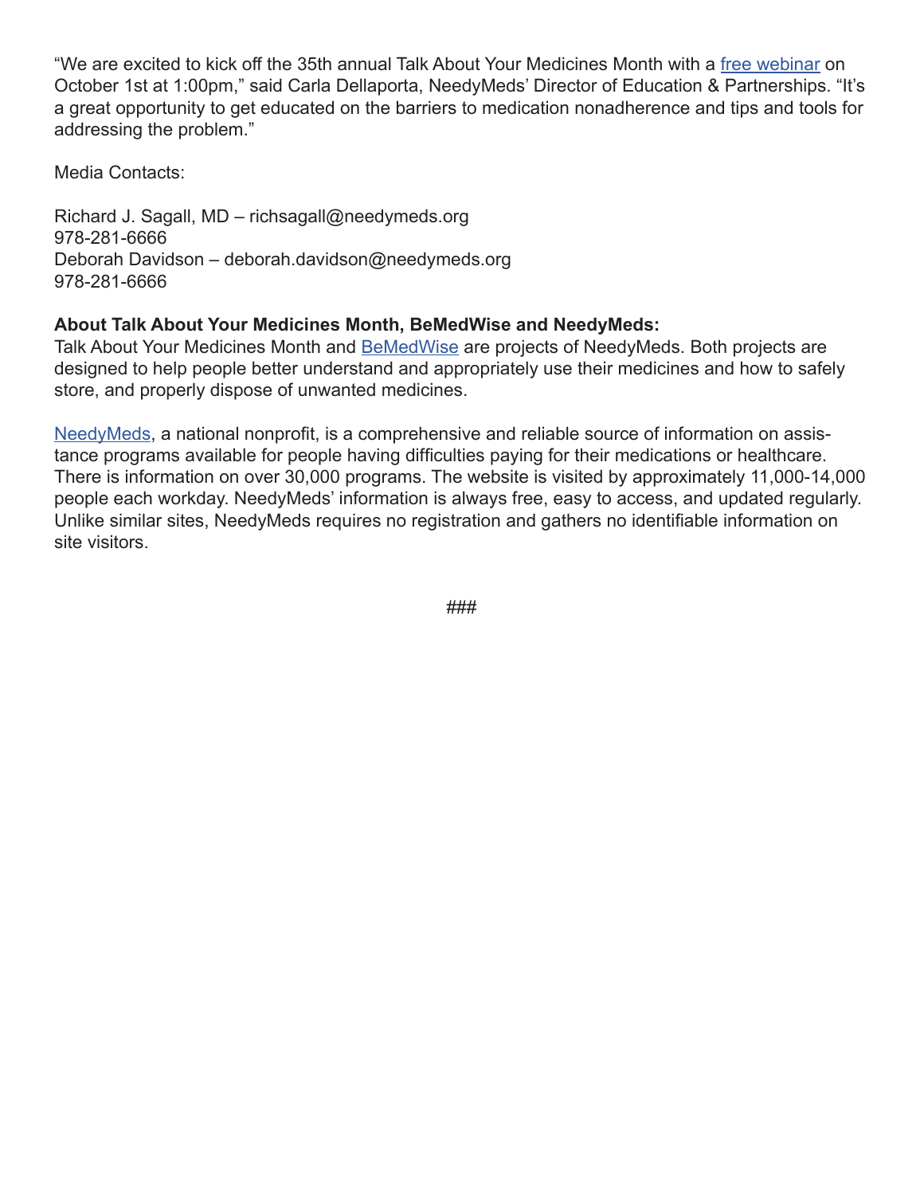"We are excited to kick off the 35th annual Talk About Your Medicines Month with a free webinar on October 1st at 1:00pm," said Carla Dellaporta, NeedyMeds' Director of Education & Partnerships. "It's a great opportunity to get educated on the barriers to medication nonadherence and tips and tools for addressing the problem."

Media Contacts:

Richard J. Sagall, MD – richsagall@needymeds.org
978-281-6666
Deborah Davidson – deborah.davidson@needymeds.org
978-281-6666

**About Talk About Your Medicines Month, BeMedWise and NeedyMeds:**
Talk About Your Medicines Month and BeMedWise are projects of NeedyMeds. Both projects are designed to help people better understand and appropriately use their medicines and how to safely store, and properly dispose of unwanted medicines.

NeedyMeds, a national nonprofit, is a comprehensive and reliable source of information on assistance programs available for people having difficulties paying for their medications or healthcare. There is information on over 30,000 programs. The website is visited by approximately 11,000-14,000 people each workday. NeedyMeds' information is always free, easy to access, and updated regularly. Unlike similar sites, NeedyMeds requires no registration and gathers no identifiable information on site visitors.

###